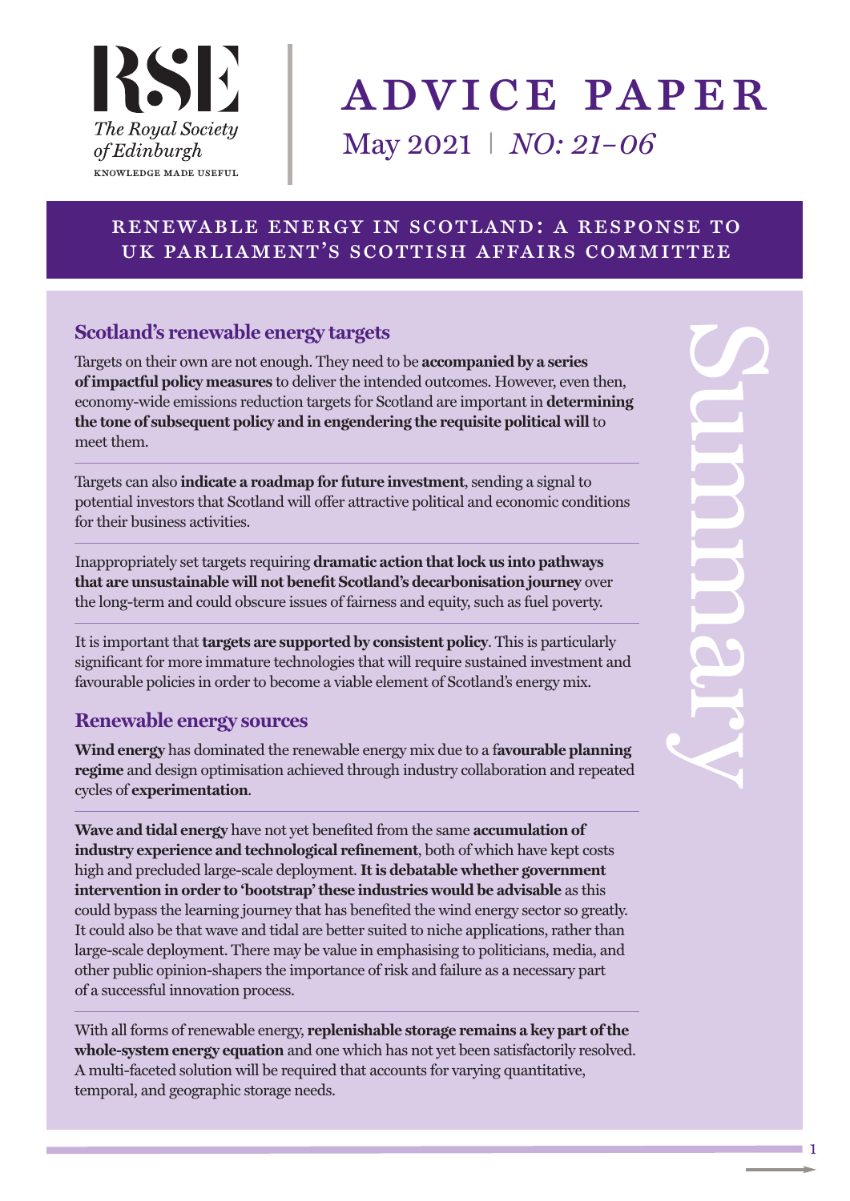RSE

The Royal Society of Edinburgh

KNOWLEDGE MADE USEFUL

# ADVICE PAPER

May 2021 | *NO: 21-06*

## RENEWABLE ENERGY IN SCOTLAND: A RESPONSE TO UK PARLIAMENT'S SCOTTISH AFFAIRS COMMITTEE

Summary

### Scotland's renewable energy targets

Targets on their own are not enough. They need to be **accompanied by a series of impactful policy measures** to deliver the intended outcomes. However, even then, economy-wide emissions reduction targets for Scotland are important in **determining the tone of subsequent policy and in engendering the requisite political will** to meet them.

Targets can also **indicate a roadmap for future investment**, sending a signal to potential investors that Scotland will offer attractive political and economic conditions for their business activities.

Inappropriately set targets requiring **dramatic action that lock us into pathways that are unsustainable will not benefit Scotland's decarbonisation journey** over the long-term and could obscure issues of fairness and equity, such as fuel poverty.

It is important that **targets are supported by consistent policy**. This is particularly significant for more immature technologies that will require sustained investment and favourable policies in order to become a viable element of Scotland's energy mix.

### Renewable energy sources

**Wind energy** has dominated the renewable energy mix due to a **favourable planning regime** and design optimisation achieved through industry collaboration and repeated cycles of **experimentation**.

**Wave and tidal energy** have not yet benefited from the same **accumulation of industry experience and technological refinement**, both of which have kept costs high and precluded large-scale deployment. **It is debatable whether government intervention in order to 'bootstrap' these industries would be advisable** as this could bypass the learning journey that has benefited the wind energy sector so greatly. It could also be that wave and tidal are better suited to niche applications, rather than large-scale deployment. There may be value in emphasising to politicians, media, and other public opinion-shapers the importance of risk and failure as a necessary part of a successful innovation process.

With all forms of renewable energy, **replenishable storage remains a key part of the whole-system energy equation** and one which has not yet been satisfactorily resolved. A multi-faceted solution will be required that accounts for varying quantitative, temporal, and geographic storage needs.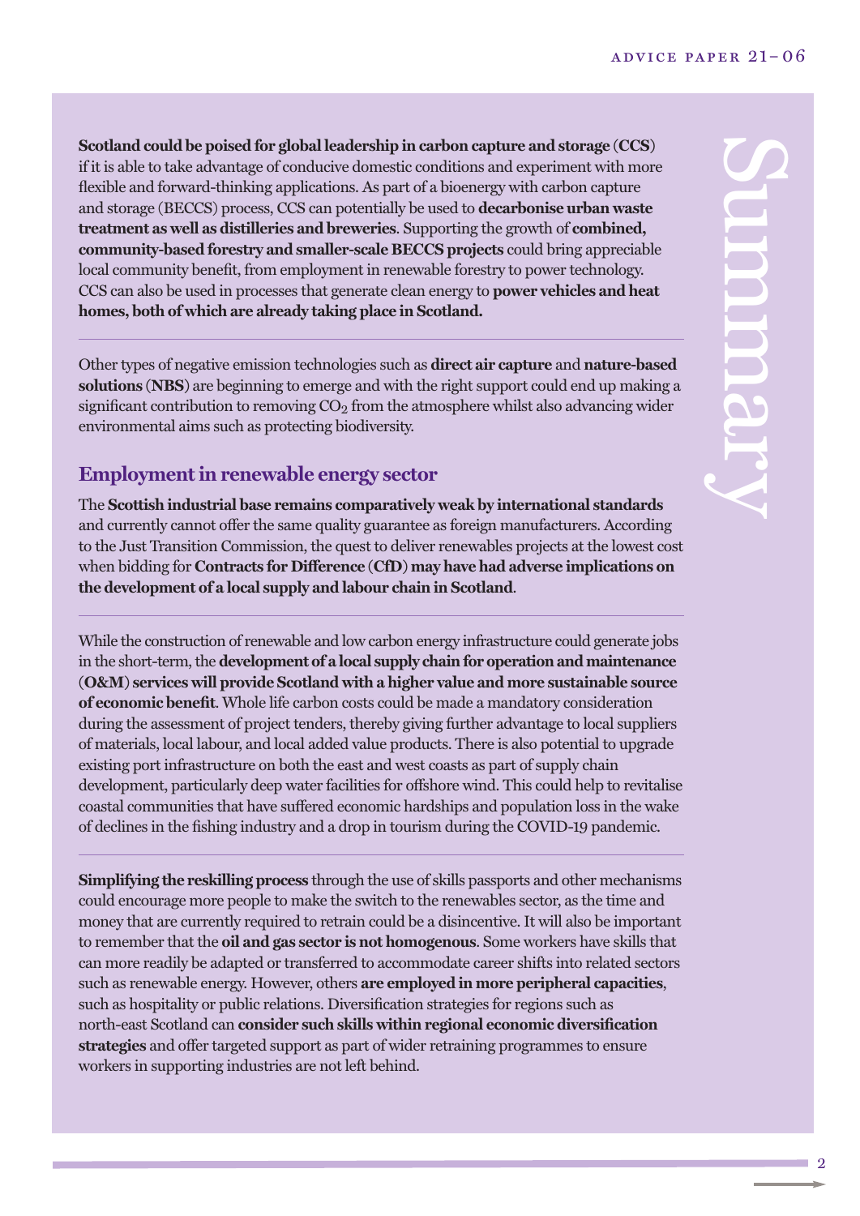# Summary

**Scotland could be poised for global leadership in carbon capture and storage (CCS)** if it is able to take advantage of conducive domestic conditions and experiment with more flexible and forward-thinking applications. As part of a bioenergy with carbon capture and storage (BECCS) process, CCS can potentially be used to **decarbonise urban waste treatment as well as distilleries and breweries**. Supporting the growth of **combined, community-based forestry and smaller-scale BECCS projects** could bring appreciable local community benefit, from employment in renewable forestry to power technology. CCS can also be used in processes that generate clean energy to **power vehicles and heat homes, both of which are already taking place in Scotland.**

---

Other types of negative emission technologies such as **direct air capture** and **nature-based solutions (NBS)** are beginning to emerge and with the right support could end up making a significant contribution to removing $CO_2$ from the atmosphere whilst also advancing wider environmental aims such as protecting biodiversity.

## Employment in renewable energy sector

The **Scottish industrial base remains comparatively weak by international standards** and currently cannot offer the same quality guarantee as foreign manufacturers. According to the Just Transition Commission, the quest to deliver renewables projects at the lowest cost when bidding for **Contracts for Difference (CfD) may have had adverse implications on the development of a local supply and labour chain in Scotland**.

---

While the construction of renewable and low carbon energy infrastructure could generate jobs in the short-term, the **development of a local supply chain for operation and maintenance (O&M) services will provide Scotland with a higher value and more sustainable source of economic benefit**. Whole life carbon costs could be made a mandatory consideration during the assessment of project tenders, thereby giving further advantage to local suppliers of materials, local labour, and local added value products. There is also potential to upgrade existing port infrastructure on both the east and west coasts as part of supply chain development, particularly deep water facilities for offshore wind. This could help to revitalise coastal communities that have suffered economic hardships and population loss in the wake of declines in the fishing industry and a drop in tourism during the COVID-19 pandemic.

---

**Simplifying the reskilling process** through the use of skills passports and other mechanisms could encourage more people to make the switch to the renewables sector, as the time and money that are currently required to retrain could be a disincentive. It will also be important to remember that the **oil and gas sector is not homogenous**. Some workers have skills that can more readily be adapted or transferred to accommodate career shifts into related sectors such as renewable energy. However, others **are employed in more peripheral capacities**, such as hospitality or public relations. Diversification strategies for regions such as north-east Scotland can **consider such skills within regional economic diversification strategies** and offer targeted support as part of wider retraining programmes to ensure workers in supporting industries are not left behind.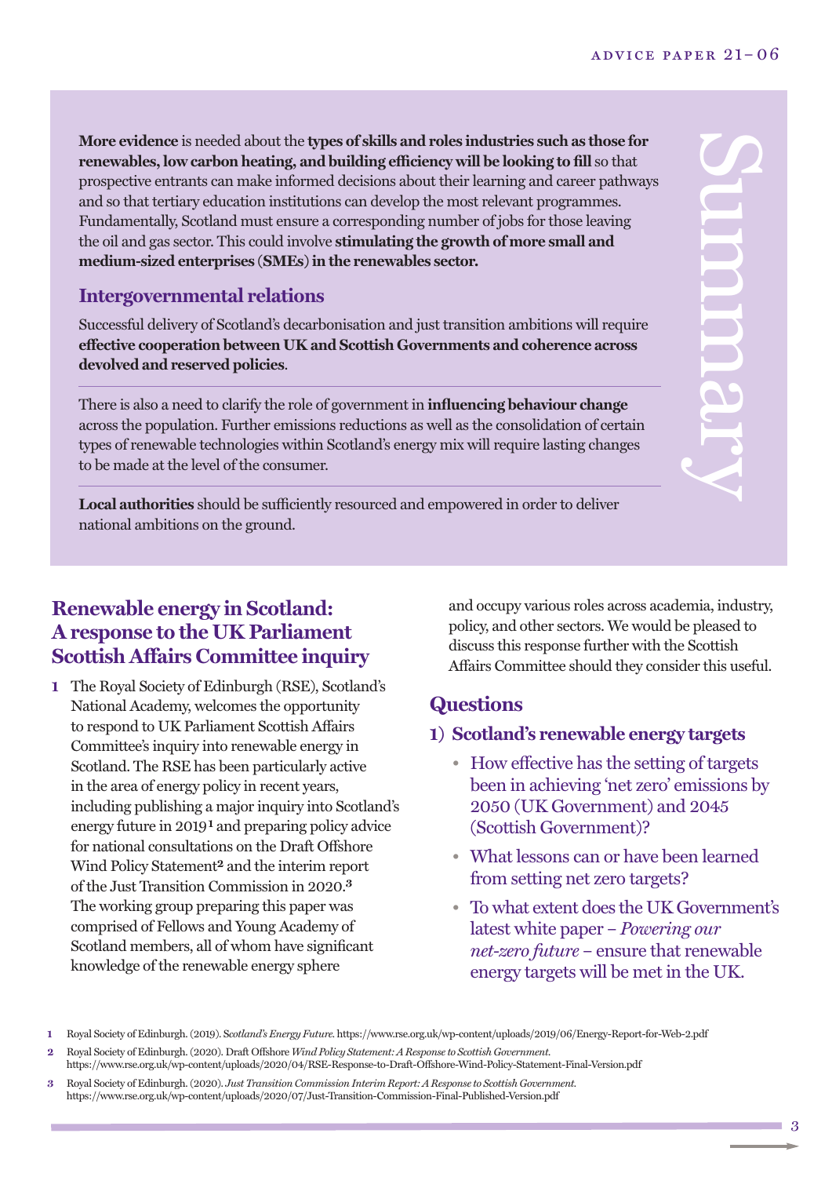**More evidence** is needed about the **types of skills and roles industries such as those for renewables, low carbon heating, and building efficiency will be looking to fill** so that prospective entrants can make informed decisions about their learning and career pathways and so that tertiary education institutions can develop the most relevant programmes. Fundamentally, Scotland must ensure a corresponding number of jobs for those leaving the oil and gas sector. This could involve **stimulating the growth of more small and medium-sized enterprises (SMEs) in the renewables sector.**

### Intergovernmental relations

Successful delivery of Scotland's decarbonisation and just transition ambitions will require **effective cooperation between UK and Scottish Governments and coherence across devolved and reserved policies**.

There is also a need to clarify the role of government in **influencing behaviour change** across the population. Further emissions reductions as well as the consolidation of certain types of renewable technologies within Scotland's energy mix will require lasting changes to be made at the level of the consumer.

**Local authorities** should be sufficiently resourced and empowered in order to deliver national ambitions on the ground.

## Renewable energy in Scotland: A response to the UK Parliament Scottish Affairs Committee inquiry

**1** The Royal Society of Edinburgh (RSE), Scotland's National Academy, welcomes the opportunity to respond to UK Parliament Scottish Affairs Committee's inquiry into renewable energy in Scotland. The RSE has been particularly active in the area of energy policy in recent years, including publishing a major inquiry into Scotland's energy future in 2019[1] and preparing policy advice for national consultations on the Draft Offshore Wind Policy Statement[2] and the interim report of the Just Transition Commission in 2020.[3] The working group preparing this paper was comprised of Fellows and Young Academy of Scotland members, all of whom have significant knowledge of the renewable energy sphere and occupy various roles across academia, industry, policy, and other sectors. We would be pleased to discuss this response further with the Scottish Affairs Committee should they consider this useful.

## Questions

### 1) Scotland's renewable energy targets

- How effective has the setting of targets been in achieving 'net zero' emissions by 2050 (UK Government) and 2045 (Scottish Government)?
- What lessons can or have been learned from setting net zero targets?
- To what extent does the UK Government's latest white paper – *Powering our net-zero future* – ensure that renewable energy targets will be met in the UK.

---

1 Royal Society of Edinburgh. (2019). *Scotland's Energy Future*. https://www.rse.org.uk/wp-content/uploads/2019/06/Energy-Report-for-Web-2.pdf

2 Royal Society of Edinburgh. (2020). Draft Offshore *Wind Policy Statement: A Response to Scottish Government.* https://www.rse.org.uk/wp-content/uploads/2020/04/RSE-Response-to-Draft-Offshore-Wind-Policy-Statement-Final-Version.pdf

3 Royal Society of Edinburgh. (2020). *Just Transition Commission Interim Report: A Response to Scottish Government.* https://www.rse.org.uk/wp-content/uploads/2020/07/Just-Transition-Commission-Final-Published-Version.pdf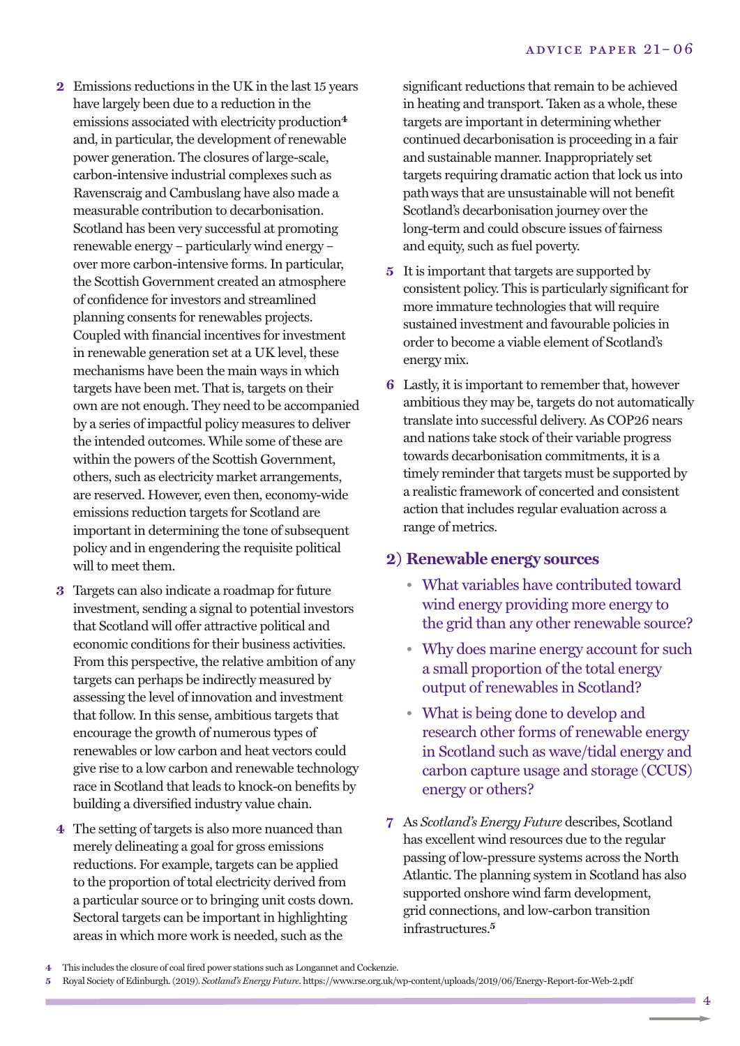2 Emissions reductions in the UK in the last 15 years have largely been due to a reduction in the emissions associated with electricity production[4] and, in particular, the development of renewable power generation. The closures of large-scale, carbon-intensive industrial complexes such as Ravenscraig and Cambuslang have also made a measurable contribution to decarbonisation. Scotland has been very successful at promoting renewable energy – particularly wind energy – over more carbon-intensive forms. In particular, the Scottish Government created an atmosphere of confidence for investors and streamlined planning consents for renewables projects. Coupled with financial incentives for investment in renewable generation set at a UK level, these mechanisms have been the main ways in which targets have been met. That is, targets on their own are not enough. They need to be accompanied by a series of impactful policy measures to deliver the intended outcomes. While some of these are within the powers of the Scottish Government, others, such as electricity market arrangements, are reserved. However, even then, economy-wide emissions reduction targets for Scotland are important in determining the tone of subsequent policy and in engendering the requisite political will to meet them.

3 Targets can also indicate a roadmap for future investment, sending a signal to potential investors that Scotland will offer attractive political and economic conditions for their business activities. From this perspective, the relative ambition of any targets can perhaps be indirectly measured by assessing the level of innovation and investment that follow. In this sense, ambitious targets that encourage the growth of numerous types of renewables or low carbon and heat vectors could give rise to a low carbon and renewable technology race in Scotland that leads to knock-on benefits by building a diversified industry value chain.

4 The setting of targets is also more nuanced than merely delineating a goal for gross emissions reductions. For example, targets can be applied to the proportion of total electricity derived from a particular source or to bringing unit costs down. Sectoral targets can be important in highlighting areas in which more work is needed, such as the significant reductions that remain to be achieved in heating and transport. Taken as a whole, these targets are important in determining whether continued decarbonisation is proceeding in a fair and sustainable manner. Inappropriately set targets requiring dramatic action that lock us into path ways that are unsustainable will not benefit Scotland's decarbonisation journey over the long-term and could obscure issues of fairness and equity, such as fuel poverty.

5 It is important that targets are supported by consistent policy. This is particularly significant for more immature technologies that will require sustained investment and favourable policies in order to become a viable element of Scotland's energy mix.

6 Lastly, it is important to remember that, however ambitious they may be, targets do not automatically translate into successful delivery. As COP26 nears and nations take stock of their variable progress towards decarbonisation commitments, it is a timely reminder that targets must be supported by a realistic framework of concerted and consistent action that includes regular evaluation across a range of metrics.

## 2) Renewable energy sources

- What variables have contributed toward wind energy providing more energy to the grid than any other renewable source?
- Why does marine energy account for such a small proportion of the total energy output of renewables in Scotland?
- What is being done to develop and research other forms of renewable energy in Scotland such as wave/tidal energy and carbon capture usage and storage (CCUS) energy or others?

7 As *Scotland's Energy Future* describes, Scotland has excellent wind resources due to the regular passing of low-pressure systems across the North Atlantic. The planning system in Scotland has also supported onshore wind farm development, grid connections, and low-carbon transition infrastructures.[5]

---

4 This includes the closure of coal fired power stations such as Longannet and Cockenzie.

5 Royal Society of Edinburgh. (2019). *Scotland's Energy Future*. https://www.rse.org.uk/wp-content/uploads/2019/06/Energy-Report-for-Web-2.pdf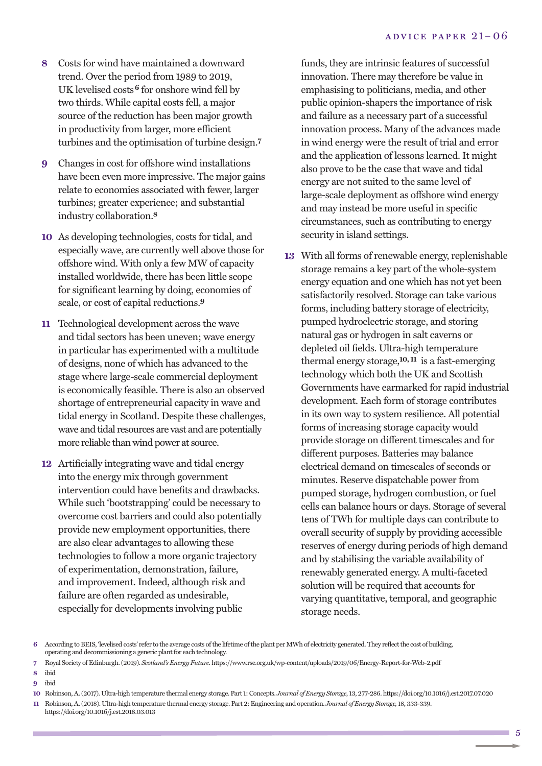**8** Costs for wind have maintained a downward trend. Over the period from 1989 to 2019, UK levelised costs[6] for onshore wind fell by two thirds. While capital costs fell, a major source of the reduction has been major growth in productivity from larger, more efficient turbines and the optimisation of turbine design.[7]

**9** Changes in cost for offshore wind installations have been even more impressive. The major gains relate to economies associated with fewer, larger turbines; greater experience; and substantial industry collaboration.[8]

**10** As developing technologies, costs for tidal, and especially wave, are currently well above those for offshore wind. With only a few MW of capacity installed worldwide, there has been little scope for significant learning by doing, economies of scale, or cost of capital reductions.[9]

**11** Technological development across the wave and tidal sectors has been uneven; wave energy in particular has experimented with a multitude of designs, none of which has advanced to the stage where large-scale commercial deployment is economically feasible. There is also an observed shortage of entrepreneurial capacity in wave and tidal energy in Scotland. Despite these challenges, wave and tidal resources are vast and are potentially more reliable than wind power at source.

**12** Artificially integrating wave and tidal energy into the energy mix through government intervention could have benefits and drawbacks. While such 'bootstrapping' could be necessary to overcome cost barriers and could also potentially provide new employment opportunities, there are also clear advantages to allowing these technologies to follow a more organic trajectory of experimentation, demonstration, failure, and improvement. Indeed, although risk and failure are often regarded as undesirable, especially for developments involving public funds, they are intrinsic features of successful innovation. There may therefore be value in emphasising to politicians, media, and other public opinion-shapers the importance of risk and failure as a necessary part of a successful innovation process. Many of the advances made in wind energy were the result of trial and error and the application of lessons learned. It might also prove to be the case that wave and tidal energy are not suited to the same level of large-scale deployment as offshore wind energy and may instead be more useful in specific circumstances, such as contributing to energy security in island settings.

**13** With all forms of renewable energy, replenishable storage remains a key part of the whole-system energy equation and one which has not yet been satisfactorily resolved. Storage can take various forms, including battery storage of electricity, pumped hydroelectric storage, and storing natural gas or hydrogen in salt caverns or depleted oil fields. Ultra-high temperature thermal energy storage,[10,11] is a fast-emerging technology which both the UK and Scottish Governments have earmarked for rapid industrial development. Each form of storage contributes in its own way to system resilience. All potential forms of increasing storage capacity would provide storage on different timescales and for different purposes. Batteries may balance electrical demand on timescales of seconds or minutes. Reserve dispatchable power from pumped storage, hydrogen combustion, or fuel cells can balance hours or days. Storage of several tens of TWh for multiple days can contribute to overall security of supply by providing accessible reserves of energy during periods of high demand and by stabilising the variable availability of renewably generated energy. A multi-faceted solution will be required that accounts for varying quantitative, temporal, and geographic storage needs.

---

6 According to BEIS, 'levelised costs' refer to the average costs of the lifetime of the plant per MWh of electricity generated. They reflect the cost of building, operating and decommissioning a generic plant for each technology.

7 Royal Society of Edinburgh. (2019). *Scotland's Energy Future*. https://www.rse.org.uk/wp-content/uploads/2019/06/Energy-Report-for-Web-2.pdf

8 ibid

9 ibid

10 Robinson, A. (2017). Ultra-high temperature thermal energy storage. Part 1: Concepts. *Journal of Energy Storage*, 13, 277-286. https://doi.org/10.1016/j.est.2017.07.020

11 Robinson, A. (2018). Ultra-high temperature thermal energy storage. Part 2: Engineering and operation. *Journal of Energy Storage*, 18, 333-339. https://doi.org/10.1016/j.est.2018.03.013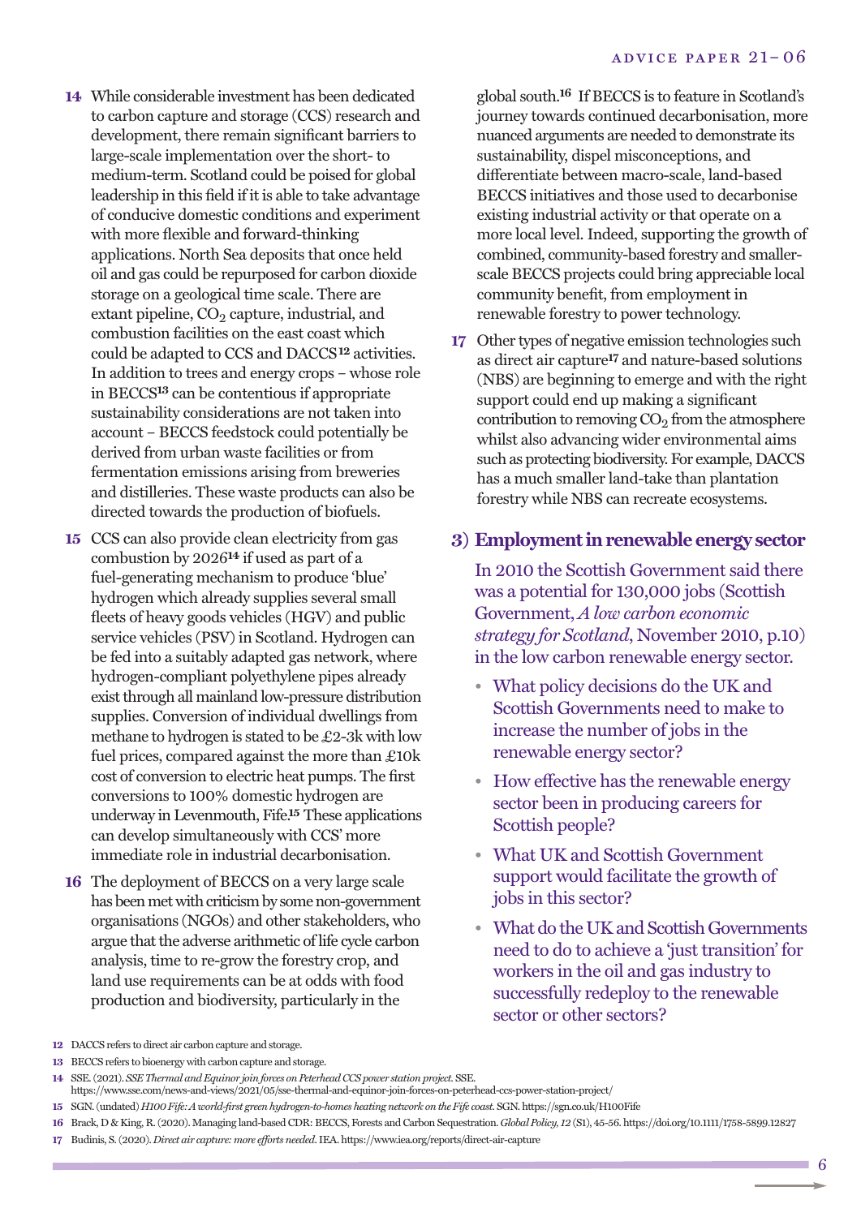**14** While considerable investment has been dedicated to carbon capture and storage (CCS) research and development, there remain significant barriers to large-scale implementation over the short- to medium-term. Scotland could be poised for global leadership in this field if it is able to take advantage of conducive domestic conditions and experiment with more flexible and forward-thinking applications. North Sea deposits that once held oil and gas could be repurposed for carbon dioxide storage on a geological time scale. There are extant pipeline, $CO_2$ capture, industrial, and combustion facilities on the east coast which could be adapted to CCS and DACCS[12] activities. In addition to trees and energy crops – whose role in BECCS[13] can be contentious if appropriate sustainability considerations are not taken into account – BECCS feedstock could potentially be derived from urban waste facilities or from fermentation emissions arising from breweries and distilleries. These waste products can also be directed towards the production of biofuels.

**15** CCS can also provide clean electricity from gas combustion by 2026[14] if used as part of a fuel-generating mechanism to produce 'blue' hydrogen which already supplies several small fleets of heavy goods vehicles (HGV) and public service vehicles (PSV) in Scotland. Hydrogen can be fed into a suitably adapted gas network, where hydrogen-compliant polyethylene pipes already exist through all mainland low-pressure distribution supplies. Conversion of individual dwellings from methane to hydrogen is stated to be £2-3k with low fuel prices, compared against the more than £10k cost of conversion to electric heat pumps. The first conversions to 100% domestic hydrogen are underway in Levenmouth, Fife.[15] These applications can develop simultaneously with CCS' more immediate role in industrial decarbonisation.

**16** The deployment of BECCS on a very large scale has been met with criticism by some non-government organisations (NGOs) and other stakeholders, who argue that the adverse arithmetic of life cycle carbon analysis, time to re-grow the forestry crop, and land use requirements can be at odds with food production and biodiversity, particularly in the global south.[16] If BECCS is to feature in Scotland's journey towards continued decarbonisation, more nuanced arguments are needed to demonstrate its sustainability, dispel misconceptions, and differentiate between macro-scale, land-based BECCS initiatives and those used to decarbonise existing industrial activity or that operate on a more local level. Indeed, supporting the growth of combined, community-based forestry and smaller-scale BECCS projects could bring appreciable local community benefit, from employment in renewable forestry to power technology.

**17** Other types of negative emission technologies such as direct air capture[17] and nature-based solutions (NBS) are beginning to emerge and with the right support could end up making a significant contribution to removing $CO_2$ from the atmosphere whilst also advancing wider environmental aims such as protecting biodiversity. For example, DACCS has a much smaller land-take than plantation forestry while NBS can recreate ecosystems.

## 3) Employment in renewable energy sector

In 2010 the Scottish Government said there was a potential for 130,000 jobs (Scottish Government, *A low carbon economic strategy for Scotland*, November 2010, p.10) in the low carbon renewable energy sector.

- What policy decisions do the UK and Scottish Governments need to make to increase the number of jobs in the renewable energy sector?
- How effective has the renewable energy sector been in producing careers for Scottish people?
- What UK and Scottish Government support would facilitate the growth of jobs in this sector?
- What do the UK and Scottish Governments need to do to achieve a 'just transition' for workers in the oil and gas industry to successfully redeploy to the renewable sector or other sectors?

---

**12** DACCS refers to direct air carbon capture and storage.

**13** BECCS refers to bioenergy with carbon capture and storage.

**14** SSE. (2021). *SSE Thermal and Equinor join forces on Peterhead CCS power station project.* SSE. https://www.sse.com/news-and-views/2021/05/sse-thermal-and-equinor-join-forces-on-peterhead-ccs-power-station-project/

**15** SGN. (undated) *H100 Fife: A world-first green hydrogen-to-homes heating network on the Fife coast.* SGN. https://sgn.co.uk/H100Fife

**16** Brack, D & King, R. (2020). Managing land-based CDR: BECCS, Forests and Carbon Sequestration. *Global Policy, 12* (S1), 45-56. https://doi.org/10.1111/1758-5899.12827

**17** Budinis, S. (2020). *Direct air capture: more efforts needed.* IEA. https://www.iea.org/reports/direct-air-capture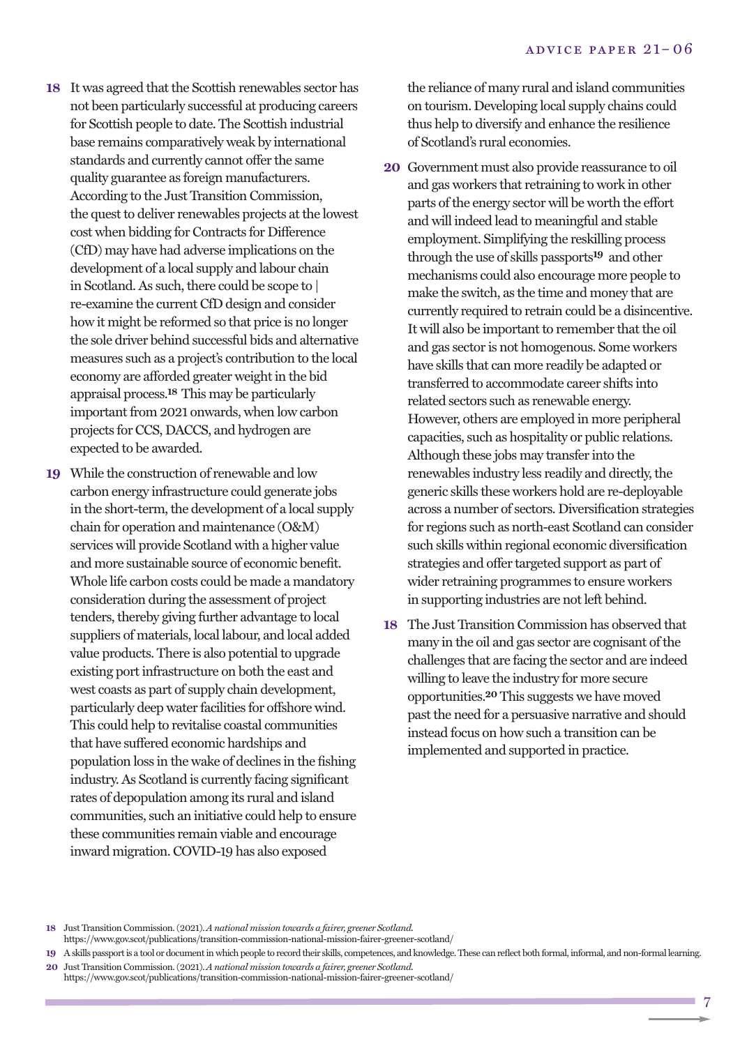**18** It was agreed that the Scottish renewables sector has not been particularly successful at producing careers for Scottish people to date. The Scottish industrial base remains comparatively weak by international standards and currently cannot offer the same quality guarantee as foreign manufacturers. According to the Just Transition Commission, the quest to deliver renewables projects at the lowest cost when bidding for Contracts for Difference (CfD) may have had adverse implications on the development of a local supply and labour chain in Scotland. As such, there could be scope to | re-examine the current CfD design and consider how it might be reformed so that price is no longer the sole driver behind successful bids and alternative measures such as a project's contribution to the local economy are afforded greater weight in the bid appraisal process.[18] This may be particularly important from 2021 onwards, when low carbon projects for CCS, DACCS, and hydrogen are expected to be awarded.

**19** While the construction of renewable and low carbon energy infrastructure could generate jobs in the short-term, the development of a local supply chain for operation and maintenance (O&M) services will provide Scotland with a higher value and more sustainable source of economic benefit. Whole life carbon costs could be made a mandatory consideration during the assessment of project tenders, thereby giving further advantage to local suppliers of materials, local labour, and local added value products. There is also potential to upgrade existing port infrastructure on both the east and west coasts as part of supply chain development, particularly deep water facilities for offshore wind. This could help to revitalise coastal communities that have suffered economic hardships and population loss in the wake of declines in the fishing industry. As Scotland is currently facing significant rates of depopulation among its rural and island communities, such an initiative could help to ensure these communities remain viable and encourage inward migration. COVID-19 has also exposed the reliance of many rural and island communities on tourism. Developing local supply chains could thus help to diversify and enhance the resilience of Scotland's rural economies.

**20** Government must also provide reassurance to oil and gas workers that retraining to work in other parts of the energy sector will be worth the effort and will indeed lead to meaningful and stable employment. Simplifying the reskilling process through the use of skills passports[19] and other mechanisms could also encourage more people to make the switch, as the time and money that are currently required to retrain could be a disincentive. It will also be important to remember that the oil and gas sector is not homogenous. Some workers have skills that can more readily be adapted or transferred to accommodate career shifts into related sectors such as renewable energy. However, others are employed in more peripheral capacities, such as hospitality or public relations. Although these jobs may transfer into the renewables industry less readily and directly, the generic skills these workers hold are re-deployable across a number of sectors. Diversification strategies for regions such as north-east Scotland can consider such skills within regional economic diversification strategies and offer targeted support as part of wider retraining programmes to ensure workers in supporting industries are not left behind.

**18** The Just Transition Commission has observed that many in the oil and gas sector are cognisant of the challenges that are facing the sector and are indeed willing to leave the industry for more secure opportunities.[20] This suggests we have moved past the need for a persuasive narrative and should instead focus on how such a transition can be implemented and supported in practice.

---

**18** Just Transition Commission. (2021). *A national mission towards a fairer, greener Scotland*. https://www.gov.scot/publications/transition-commission-national-mission-fairer-greener-scotland/

**19** A skills passport is a tool or document in which people to record their skills, competences, and knowledge. These can reflect both formal, informal, and non-formal learning.

**20** Just Transition Commission. (2021). *A national mission towards a fairer, greener Scotland*. https://www.gov.scot/publications/transition-commission-national-mission-fairer-greener-scotland/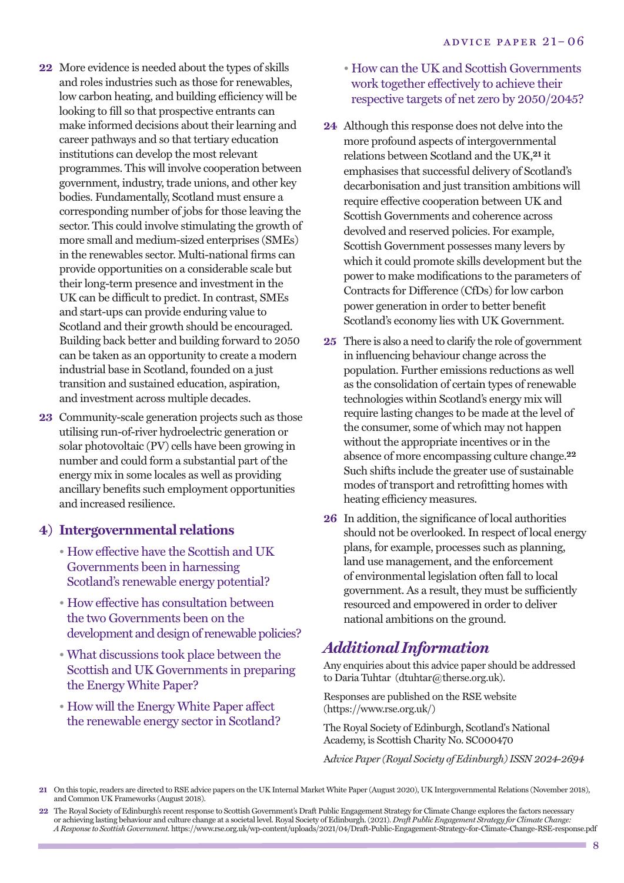**22** More evidence is needed about the types of skills and roles industries such as those for renewables, low carbon heating, and building efficiency will be looking to fill so that prospective entrants can make informed decisions about their learning and career pathways and so that tertiary education institutions can develop the most relevant programmes. This will involve cooperation between government, industry, trade unions, and other key bodies. Fundamentally, Scotland must ensure a corresponding number of jobs for those leaving the sector. This could involve stimulating the growth of more small and medium-sized enterprises (SMEs) in the renewables sector. Multi-national firms can provide opportunities on a considerable scale but their long-term presence and investment in the UK can be difficult to predict. In contrast, SMEs and start-ups can provide enduring value to Scotland and their growth should be encouraged. Building back better and building forward to 2050 can be taken as an opportunity to create a modern industrial base in Scotland, founded on a just transition and sustained education, aspiration, and investment across multiple decades.

**23** Community-scale generation projects such as those utilising run-of-river hydroelectric generation or solar photovoltaic (PV) cells have been growing in number and could form a substantial part of the energy mix in some locales as well as providing ancillary benefits such employment opportunities and increased resilience.

## 4) Intergovernmental relations

- How effective have the Scottish and UK Governments been in harnessing Scotland's renewable energy potential?
- How effective has consultation between the two Governments been on the development and design of renewable policies?
- What discussions took place between the Scottish and UK Governments in preparing the Energy White Paper?
- How will the Energy White Paper affect the renewable energy sector in Scotland?
- How can the UK and Scottish Governments work together effectively to achieve their respective targets of net zero by 2050/2045?

**24** Although this response does not delve into the more profound aspects of intergovernmental relations between Scotland and the UK,[21] it emphasises that successful delivery of Scotland's decarbonisation and just transition ambitions will require effective cooperation between UK and Scottish Governments and coherence across devolved and reserved policies. For example, Scottish Government possesses many levers by which it could promote skills development but the power to make modifications to the parameters of Contracts for Difference (CfDs) for low carbon power generation in order to better benefit Scotland's economy lies with UK Government.

**25** There is also a need to clarify the role of government in influencing behaviour change across the population. Further emissions reductions as well as the consolidation of certain types of renewable technologies within Scotland's energy mix will require lasting changes to be made at the level of the consumer, some of which may not happen without the appropriate incentives or in the absence of more encompassing culture change.[22] Such shifts include the greater use of sustainable modes of transport and retrofitting homes with heating efficiency measures.

**26** In addition, the significance of local authorities should not be overlooked. In respect of local energy plans, for example, processes such as planning, land use management, and the enforcement of environmental legislation often fall to local government. As a result, they must be sufficiently resourced and empowered in order to deliver national ambitions on the ground.

## *Additional Information*

Any enquiries about this advice paper should be addressed to Daria Tuhtar (dtuhtar@therse.org.uk).

Responses are published on the RSE website (https://www.rse.org.uk/)

The Royal Society of Edinburgh, Scotland's National Academy, is Scottish Charity No. SC000470

*Advice Paper (Royal Society of Edinburgh) ISSN 2024-2694*

---

**21** On this topic, readers are directed to RSE advice papers on the UK Internal Market White Paper (August 2020), UK Intergovernmental Relations (November 2018), and Common UK Frameworks (August 2018).

**22** The Royal Society of Edinburgh's recent response to Scottish Government's Draft Public Engagement Strategy for Climate Change explores the factors necessary or achieving lasting behaviour and culture change at a societal level. Royal Society of Edinburgh. (2021). *Draft Public Engagement Strategy for Climate Change: A Response to Scottish Government.* https://www.rse.org.uk/wp-content/uploads/2021/04/Draft-Public-Engagement-Strategy-for-Climate-Change-RSE-response.pdf